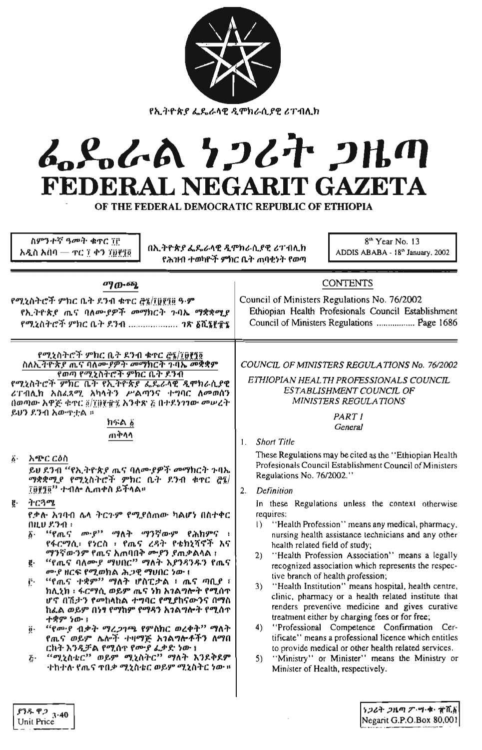የኢትዮጵያ ፌዴራላዊ ዲሞክራሲያዊ ሪፐብሊክ

# ፌዴራል ነጋሪት ጋዜጣ
# FEDERAL NEGARIT GAZETA

## OF THE FEDERAL DEMOCRATIC REPUBLIC OF ETHIOPIA

ስምንተኛ ዓመት ቁጥር ፲፫
አዲስ አበባ — ጥር ፲ ቀን ፲፱፻፺፬

በኢትዮጵያ ፌዴራላዊ ዲሞክራሲያዊ ሪፐብሊክ
የሕዝብ ተወካዮች ምክር ቤት ጠባቂነት የወጣ

8th Year No. 13
ADDIS ABABA - 18th January, 2002

### ማውጫ

የሚኒስትሮች ምክር ቤት ደንብ ቁጥር ፸፮/፲፱፻፺፬ ዓ.ም
የኢትዮጵያ ጤና ባለሙያዎች መማክርት ጉባኤ ማቋቋሚያ የሚኒስትሮች ምክር ቤት ደንብ ...................... ገጽ ፩ሺ፮፻፹፮

### CONTENTS

Council of Ministers Regulations No. 76/2002
Ethiopian Health Profesionals Council Establishment Council of Ministers Regulations ................. Page 1686

**የሚኒስትሮች ምክር ቤት ደንብ ቁጥር ፸፮/፲፱፻፺፬**
**ስለኢትዮጵያ ጤና ባለሙያዎች መማክርት ጉባኤ መቋቋም የወጣ የሚኒስትሮች ምክር ቤት ደንብ**

የሚኒስትሮች ምክር ቤት የኢትዮጵያ ፌዴራላዊ ዲሞክራሲያዊ ሪፐብሊክ አስፈጻሚ አካላትን ሥልጣንና ተግባር ለመወሰን በወጣው አዋጅ ቁጥር ፬/፲፱፻፹፯ አንቀጽ ፭ በተደነገገው መሠረት ይህን ደንብ አውጥቷል።

**ክፍል ፩**
**ጠቅላላ**

፩· አጭር ርዕስ

ይህ ደንብ "የኢትዮጵያ ጤና ባለሙያዎች መማክርት ጉባኤ ማቋቋሚያ የሚኒስትሮች ምክር ቤት ደንብ ቁጥር ፸፮/፲፱፻፺፬" ተብሎ ሊጠቀስ ይችላል።

፪· ትርጓሜ

የቃሉ አገባብ ሌላ ትርጉም የሚያሰጠው ካልሆነ በስተቀር በዚህ ደንብ፡

፩· "የጤና ሙያ" ማለት ማንኛውም የሕክምና ፣ የፋርማሲ፣ የነርስ ፣ የጤና ረዳት የቴክኒሻኖች እና ማንኛውንም የጤና አጠባበቅ ሙያን ያጠቃልላል ፤

፪· "የጤና ባለሙያ ማህበር" ማለት እያንዳንዱን የጤና ሙያ ዘርፍ የሚወክል ሕጋዊ ማህበር ነው ፤

፫· "የጤና ተቋም" ማለት ሆስፒታል ፣ ጤና ጣቢያ ፣ ክሊኒክ ፣ ፋርማሲ ወይም ጤና ነክ አገልግሎት የሚሰጥ ሆኖ በሽታን የመከላከል ተግባር የሚያከናውንና በማስ ከፈል ወይም በነፃ የማከም የማዳን አገልግሎት የሚሰጥ ተቋም ነው ፤

፬· "የሙያ ብቃት ማረጋገጫ የምስክር ወረቀት" ማለት የጤና ወይም ሌሎች ተዛማጅ አገልግሎቶችን ለማበርከት እንዲቻል የሚሰጥ የሙያ ፈቃድ ነው ፤

፭· "ሚኒስቴር" ወይም ሚኒስትር" ማለት እንደቅደም ተከተሉ የጤና ጥበቃ ሚኒስቴር ወይም ሚኒስትር ነው።

*COUNCIL OF MINISTERS REGULATIONS No. 76/2002*

*ETHIOPIAN HEALTH PROFESSIONALS COUNCIL ESTABLISHMENT COUNCIL OF MINISTERS REGULATIONS*

*PART I*
*General*

1. *Short Title*

   These Regulations may be cited as the "Ethiopian Health Profesionals Council Establishment Council of Ministers Regulations No. 76/2002."

2. *Definition*

   In these Regulations unless the context otherwise requires:

   1) "Health Profession" means any medical, pharmacy, nursing health assistance technicians and any other health related field of study;
   2) "Health Profession Association" means a legally recognized association which represents the respective branch of health profession;
   3) "Health Institution" means hospital, health centre, clinic, pharmacy or a health related institute that renders preventive medicine and gives curative treatment either by charging fees or for free;
   4) "Professional Competence Confirmation Certificate" means a professional licence which entitles to provide medical or other health related services.
   5) "Ministry" or Minister" means the Ministry or Minister of Health, respectively.

ያንዱ ዋጋ 3·40
Unit Price

ነጋሪት ጋዜጣ ፖ·ሣ·ቁ· ፹ሺ፩
Negarit G.P.O.Box 80,001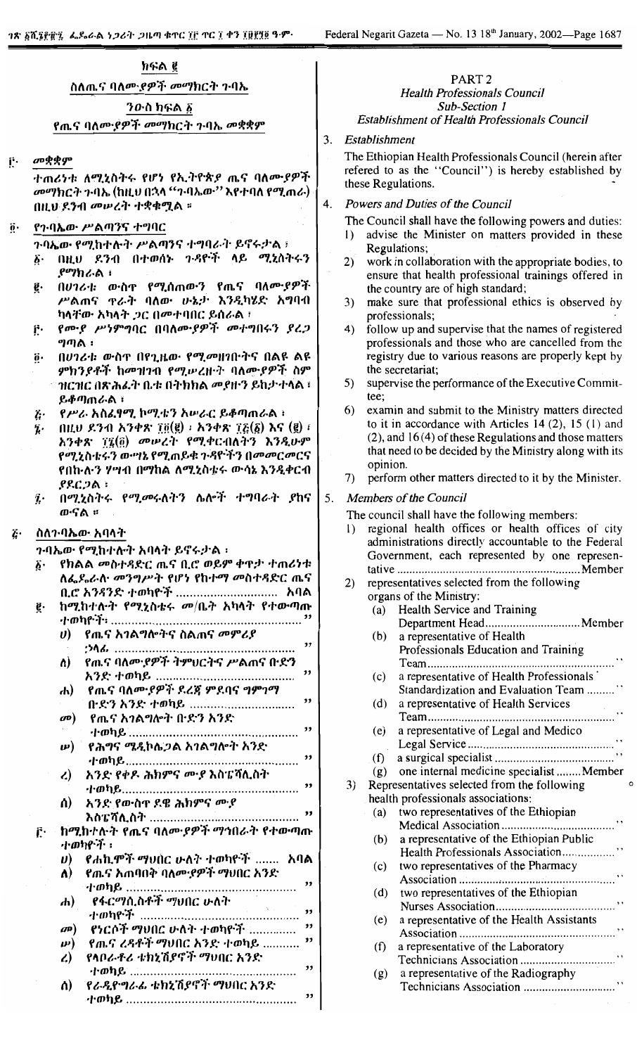ክፍል ፪

ስለጤና ባለሙያዎች መማክርት ጉባኤ

ንዑስ ክፍል ፩

የጤና ባለሙያዎች መማክርት ጉባኤ መቋቋም

፫· መቋቋም

ተጠሪነቱ ለሚኒስትሩ የሆነ የኢትዮጵያ ጤና ባለሙያዎች መማክርት ጉባኤ (ከዚህ በኋላ "ጉባኤው" እየተባለ የሚጠራ) በዚህ ደንብ መሠረት ተቋቁሟል ።

፬· የጉባኤው ሥልጣንና ተግባር

ጉባኤው የሚከተሉት ሥልጣንና ተግባራት ይኖሩታል ፤

፩· በዚህ ደንብ በተወሰኑ ጉዳዮች ላይ ሚኒስትሩን ያማክራል ፤

፪· በሀገሪቱ ውስጥ የሚሰጠውን የጤና ባለሙያዎች ሥልጠና ጥራት ባለው ሁኔታ እንዲካሄድ አግባብ ካላቸው አካላት ጋር በመተባበር ይሰራል ፤

፫· የሙያ ሥነምግባር በባለሙያዎች መተግበሩን ያረጋግጣል ፤

፬· በሀገሪቱ ውስጥ በየጊዜው የሚመዘገቡትና በልዩ ልዩ ምክንያቶች ከመዝገብ የሚሠረዙት ባለሙያዎች ስም ዝርዝር በጽሕፈት ቤቱ በትክክል መያዙን ይከታተላል ፤ ይቆጣጠራል ፤

፭· የሥራ አስፈጻሚ ኮሚቴን አሠራር ይቆጣጠራል ፤

፮· በዚህ ደንብ አንቀጽ ፲፬(፪) ፣ አንቀጽ ፲፭(፩) እና (፪) ፣ አንቀጽ ፲፮(፬) መሠረት የሚቀርቡለትን እንዲሁም የሚኒስቴሩ ውሳኔ የሚጠይቁ ጉዳዮችን በመመርመርና የበኩሉን ሃሳብ በማከል ለሚኒስቴሩ ውሳኔ እንዲቀርብ ያደርጋል ፤

፯· በሚኒስትሩ የሚመሩለትን ሌሎች ተግባራት ያከናውናል ።

፭· ስለጉባኤው አባላት

ጉባኤው የሚከተሉት አባላት ይኖሩታል ፤

፩· የክልል መስተዳድር ጤና ቢሮ ወይም ቀጥታ ተጠሪነቱ ለፌዴራል መንግሥት የሆነ የከተማ መስተዳድር ጤና ቢሮ አንዳንድ ተወካዮች ............................ አባል

፪· ከሚከተሉት የሚኒስቴሩ መ/ቤት አካላት የተውጣጡ ተወካዮች፤ ........................................ "

ሀ) የጤና አገልግሎትና ስልጠና መምሪያ ኃላፊ .................................................. "

ለ) የጤና ባለሙያዎች ትምህርትና ሥልጠና ቡድን አንድ ተወካይ ........................................ "

ሐ) የጤና ባለሙያዎች ደረጃ ምደባና ግምገማ ቡድን አንድ ተወካይ ...................................... "

መ) የጤና አገልግሎት ቡድን አንድ ተወካይ .................................................. "

ሠ) የሕግና ሜዲኮሌጋል አገልግሎት አንድ ተወካይ .................................................. "

ረ) አንድ የቀዶ ሕክምና ሙያ ስፔሻሊስት ተወካይ.................................................. "

ሰ) አንድ የውስጥ ደዌ ሕክምና ሙያ እስፔሻሊስት .................................................. "

፫· ከሚከተሉት የጤና ባለሙያዎች ማኅበራት የተውጣጡ ተወካዮች ፤

ሀ) የሐኪሞች ማህበር ሁለት ተወካዮች ....... አባል

ለ) የጤና አጠባበቅ ባለሙያዎች ማህበር አንድ ተወካይ .................................................. "

ሐ) የፋርማሲስቶች ማህበር ሁለት ተወካዮች .................................................. "

መ) የነርሶች ማህበር ሁለት ተወካዮች .............. "

ሠ) የጤና ረዳቶች ማህበር አንድ ተወካይ ........... "

ረ) የላቦራቶሪ ቴክኒሽያኖች ማህበር አንድ ተወካይ .................................................. "

ሰ) የራዲዮግራፊ ቴክኒሽያኖች ማህበር አንድ ተወካይ .................................................. "

## PART 2

### Health Professionals Council

### Sub-Section 1

### Establishment of Health Professionals Council

3. *Establishment*

The Ethiopian Health Professionals Council (herein after refered to as the "Council") is hereby established by these Regulations.

4. *Powers and Duties of the Council*

The Council shall have the following powers and duties:

1) advise the Minister on matters provided in these Regulations;
2) work in collaboration with the appropriate bodies, to ensure that health professional trainings offered in the country are of high standard;
3) make sure that professional ethics is observed by professionals;
4) follow up and supervise that the names of registered professionals and those who are cancelled from the registry due to various reasons are properly kept by the secretariat;
5) supervise the performance of the Executive Committee;
6) examin and submit to the Ministry matters directed to it in accordance with Articles 14 (2), 15 (1) and (2), and 16(4) of these Regulations and those matters that need to be decided by the Ministry along with its opinion.
7) perform other matters directed to it by the Minister.

5. *Members of the Council*

The council shall have the following members:

1) regional health offices or health offices of city administrations directly accountable to the Federal Government, each represented by one representative ........................................ Member
2) representatives selected from the following organs of the Ministry:
   (a) Health Service and Training Department Head............................... Member
   (b) a representative of Health Professionals Education and Training Team............................................................ "
   (c) a representative of Health Professionals Standardization and Evaluation Team ......... "
   (d) a representative of Health Services Team............................................................ "
   (e) a representative of Legal and Medico Legal Service.............................................. "
   (f) a surgical specialist ....................................... "
   (g) one internal medicine specialist ........ Member
3) Representatives selected from the following health professionals associations:
   (a) two representatives of the Ethiopian Medical Association ..................................... "
   (b) a representative of the Ethiopian Public Health Professionals Association................. "
   (c) two representatives of the Pharmacy Association .................................................. "
   (d) two representatives of the Ethiopian Nurses Association....................................... "
   (e) a representative of the Health Assistants Association .................................................. "
   (f) a representative of the Laboratory Technicians Association .............................. "
   (g) a representative of the Radiography Technicians Association .............................. "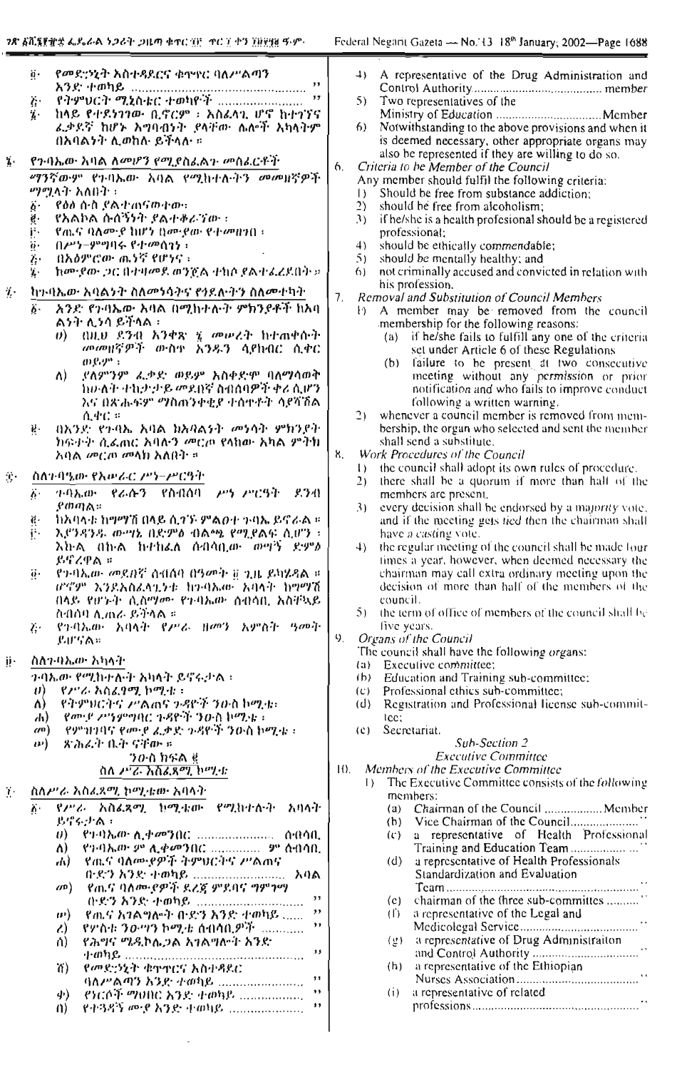፬· የመድኃኒት አስተዳደርና ቁጥጥር ባለሥልጣን አንድ ተወካይ ............................................... "

፭· የትምህርት ሚኒስቴር ተወካዮች ........................ "

፮· ከላይ የተደነገገው ቢኖርም ፣ አስፈላጊ ሆኖ ከተገኘና ፈቃደኛ ከሆኑ አግባብነት ያላቸው ሌሎች አካላትም በአባልነት ሊወከሉ ይችላሉ።

፮· የጉባኤው አባል ለመሆን የሚያስፈልጉ መስፈርቶች

ማንኛውም የጉባኤው አባል የሚከተሉትን መመዘኛዎች ማሟላት አለበት ፤

፩· የዕፅ ሱስ ያልተጠናወተው፣
፪· የአልኮል ሱሰኛነት ያልተቆራኘው ፣
፫· የጤና ባለሙያ ከሆነ በሙያው የተመዘገበ ፣
፬· በሥነ-ምግባሩ የተመሰገነ ፣
፭· በአዕምሮው ጤነኛ የሆነና ፣
፮· ከሙያው ጋር በተገናኘ ወንጀል ተከሶ ያልተፈረደበት።

፯· ከጉባኤው አባልነት ስለመነሳትና የተኪዎችን ስለመተካት

፩· አንድ የጉባኤው አባል በሚከተሉት ምክንያቶች ከአባልነት ሊነሳ ይችላል ፤
ሀ) በዚህ ደንብ አንቀጽ ፮ መሠረት ከተጠቀሱት መመዘኛዎች ውስጥ አንዱን ሳያከብር ሲቀር ወይም ፤
ለ) ያለምንም ፈቃድ ወይም አስቀድሞ ባለማሳወቅ ከሁለት ተከታታይ መደበኛ ስብሰባዎች ቀሪ ሲሆን እና በጽሑፍም ማስጠንቀቂያ ተሰጥቶት ሳያሻሽል ሲቀር ።

፪· በአንድ የጉባኤ አባል ከአባልነት መነሳት ምክንያት ክፍተት ሲፈጠር አባሉን መርጦ የላከው አካል ምትክ አባል መርጦ መላክ አለበት ።

፰· ስለጉባኤው የአሠራር ሥነ-ሥርዓት

፩· ጉባኤው የራሱን የስብሰባ ሥነ ሥርዓት ደንብ ያወጣል።
፪· ከአባላቱ ከግማሽ በላይ ሲገኙ ምልዐተ ጉባኤ ይኖራል ።
፫· እያንዳንዱ ውሳኔ በድምፅ ብልጫ የሚጸና ሲሆን ፣ እኩል በእኩል ከተከፈለ ሰብሳቢው ወሳኝ ድምፅ ይኖረዋል ።
፬· የጉባኤው መደበኛ ስብሰባ በዓመት ፬ ጊዜ ይካሄዳል ። ሆኖም እንደአስፈላጊነቱ ከጉባኤው አባላት ከግማሽ በላይ የሆኑት ሲስማሙ የጉባኤው ሰብሳቢ አስቸኳይ ስብሰባ ሊጠራ ይችላል ።
፭· የጉባኤው አባላት የሥራ ዘመን አምስት ዓመት ይሆናል።

፱· ስለጉባኤው አካላት

ጉባኤው የሚከተሉት አካላት ይኖሩታል ፤

ሀ) የሥራ አስፈጻሚ ኮሚቴ ፣
ለ) የትምህርትና ሥልጠና ጉዳዮች ንዑስ ኮሚቴ፣
ሐ) የሙያ ሥነምግባር ጉዳዮች ንዑስ ኮሚቴ ፣
መ) የምዝገባና የሙያ ፈቃድ ጉዳዮች ንዑስ ኮሚቴ ፣
ሠ) ጽሕፈት ቤት ናቸው ።

ንዑስ ክፍል ፪
ስለ ሥራ አስፈጻሚ ኮሚቴ

፲· ስለሥራ አስፈጻሚ ኮሚቴው አባላት

፩· የሥራ አስፈጻሚ ኮሚቴው የሚከተሉት አባላት ይኖሩታል ፤
ሀ) የጉባኤው ሊቀመንበር ........................ ሰብሳቢ
ለ) የጉባኤው ም/ ሊቀመንበር .............. ም/ ሰብሳቢ
ሐ) የጤና ባለሙያዎች ትምህርትና ሥልጠና ቡድን አንድ ተወካይ ........................ አባል
መ) የጤና ባለሙያዎች ደረጃ ምደባና ግምገማ ቡድን አንድ ተወካይ .............................. "
ሠ) የጤና አገልግሎት ቡድን አንድ ተወካይ ...... "
ረ) የሦስቱ ንዑስ ኮሚቴ ሰብሳቢዎች ............ "
ሰ) የሕግና ሜዲኮሌጋል አገልግሎት አንድ ተወካይ .................................................. "
ሸ) የመድኃኒት ቁጥጥርና አስተዳደር ባለሥልጣን አንድ ተወካይ ........................ "
ቀ) የነርሶች ማህበር አንድ ተወካይ .................. "
በ) የተጓዳኝ ሙያ አንድ ተወካይ ..................... "

4) A representative of the Drug Administration and Control Authority ........................................ member

5) Two representatives of the Ministry of Education ................................. Member

6) Notwithstanding to the above provisions and when it is deemed necessary, other appropriate organs may also be represented if they are willing to do so.

6. *Criteria to be Member of the Council*

Any member should fulfil the following criteria:

1) Should be free from substance addiction;
2) should be free from alcoholism;
3) if he/she is a health profesional should be a registered professional;
4) should be ethically commendable;
5) should be mentally healthy; and
6) not criminally accused and convicted in relation with his profession.

7. *Removal and Substitution of Council Members*

1) A member may be removed from the council membership for the following reasons:
(a) if he/she fails to fulfill any one of the criteria set under Article 6 of these Regulations
(b) failure to be present at two consecutive meeting without any permission or prior notification and who fails to improve conduct following a written warning.

2) whenever a council member is removed from membership, the organ who selected and sent the member shall send a substitute.

8. *Work Procedures of the Council*

1) the council shall adopt its own rules of procedure.
2) there shall be a quorum if more than half of the members are present.
3) every decision shall be endorsed by a majority vote, and if the meeting gets tied then the chairman shall have a casting vote.
4) the regular meeting of the council shall be made four times a year, however, when deemed necessary the chairman may call extra ordinary meeting upon the decision of more than half of the members of the council.
5) the term of office of members of the council shall be five years.

9. *Organs of the Council*

The council shall have the following organs:

(a) Executive committee;
(b) Education and Training sub-committee;
(c) Professional ethics sub-committee;
(d) Registration and Professional license sub-committee;
(e) Secretariat.

*Sub-Section 2*
*Executive Committee*

10. *Members of the Executive Committee*

1) The Executive Committee consists of the following members:
(a) Chairman of the Council .................. Member
(b) Vice Chairman of the Council...................... "
(c) a representative of Health Professional Training and Education Team ................. "
(d) a representative of Health Professionals Standardization and Evaluation Team ........................................................... "
(e) chairman of the three sub-committes .......... "
(f) a representative of the Legal and Medicolegal Service..................................... "
(g) a representative of Drug Administraiton and Control Authority ............................... "
(h) a representative of the Ethiopian Nurses Association...................................... "
(i) a representative of related professions............................................... "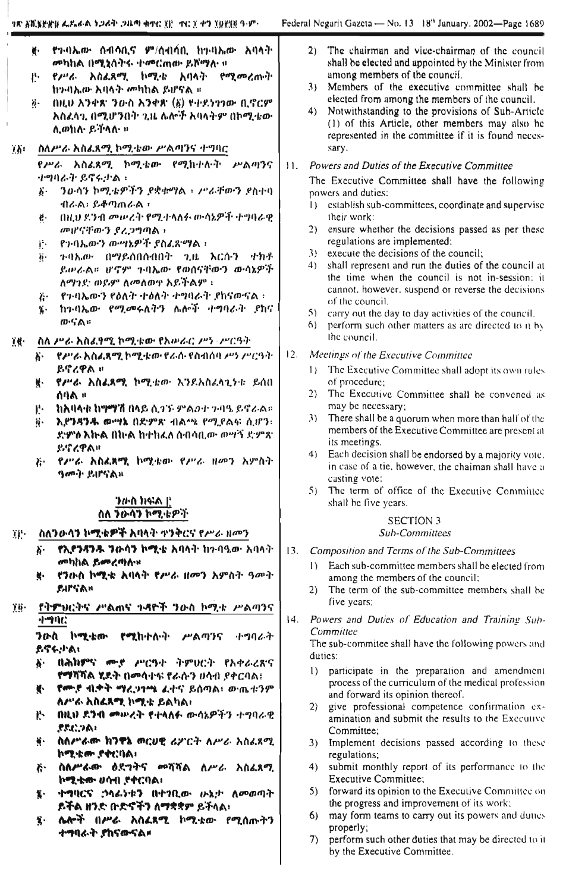፪· የጉባኤው ሰብሳቢና ም/ሰብሳቢ ከጉባኤው አባላት መካከል በሚኒስትሩ ተመርጠው ይሾማሉ ።

፫· የሥራ አስፈጻሚ ኮሚቴ አባላት የሚመረጡት ከጉባኤው አባላት መካከል ይሆናል ።

፬· በዚህ አንቀጽ ንዑስ አንቀጽ (፩) የተደነገገው ቢኖርም አስፈላጊ በሚሆንበት ጊዜ ሌሎች አባላትም በኮሚቴው ሊወከሉ ይችላሉ ።

፲፩· ስለሥራ አስፈጻሚ ኮሚቴው ሥልጣንና ተግባር

የሥራ አስፈጻሚ ኮሚቴው የሚከተሉት ሥልጣንና ተግባራት ይኖሩታል ፡

፩· ንዑሳን ኮሚቴዎችን ያቋቁማል ፤ ሥራቸውን ያስተባብራል ፤ ይቆጣጠራል ፤

፪· በዚህ ደንብ መሠረት የሚተላለፉ ውሳኔዎች ተግባራዊ መሆናቸውን ያረጋግጣል ፤

፫· የጉባኤውን ውሳኔዎች ያስፈጽማል ፤

፬· ጉባኤው በማይሰበሰብበት ጊዜ እርሱን ተክቶ ይሠራል። ሆኖም ጉባኤው የወሰናቸውን ውሳኔዎች ለማገድ ወይም ለመለወጥ አይችልም ፤

፭· የጉባኤውን የዕለት ተዕለት ተግባራት ያከናውናል ፤

፮· ከጉባኤው የሚመሩለትን ሌሎች ተግባራት ያከናውናል።

፲፪· ስለ ሥራ አስፈጻሚ ኮሚቴው የአሠራር ሥነ-ሥርዓት

፩· የሥራ አስፈጻሚ ኮሚቴው የራሱ የስብሰባ ሥነ ሥርዓት ይኖረዋል ።

፪· የሥራ አስፈጻሚ ኮሚቴው እንደአስፈላጊነቱ ይሰበሰባል ።

፫· ከአባላቱ ከግማሽ በላይ ሲገኙ ምልዐተ ጉባዔ ይኖራል።

፬· እያንዳንዱ ውሳኔ በድምጽ ብልጫ የሚያልፍ ሲሆን፣ ድምፅ እኩል በእኩል ከተከፈለ ሰብሳቢው ወሳኝ ድምጽ ይኖረዋል።

፭· የሥራ አስፈጻሚ ኮሚቴው የሥራ ዘመን አምስት ዓመት ይሆናል።

## ንዑስ ክፍል ፫
## ስለ ንዑሳን ኮሚቴዎች

፲፫· ስለንዑሳን ኮሚቴዎች አባላት ጥንቅርና የሥራ ዘመን

፩· የእያንዳንዱ ንዑሳን ኮሚቴ አባላት ከጉባዔው አባላት መካከል ይመረጣሉ።

፪· የንዑስ ኮሚቴ አባላት የሥራ ዘመን አምስት ዓመት ይሆናል።

፲፬· የትምህርትና ሥልጠና ጉዳዮች ንዑስ ኮሚቴ ሥልጣንና ተግባር

ንዑስ ኮሚቴው የሚከተሉት ሥልጣንና ተግባራት ይኖሩታል፤

፩· በሕክምና ሙያ ሥርዓተ ትምህርት የአቀራረጽና የማሻሻል ሂደት በመሳተፍ የራሱን ሀሳብ ያቀርባል፤

፪· የሙያ ብቃት ማረጋገጫ ፈተና ይሰጣል፤ ውጤቱንም ለሥራ አስፈጻሚ ኮሚቴ ይልካል፤

፫· በዚህ ደንብ መሠረት የተላለፉ ውሳኔዎችን ተግባራዊ ያደርጋል፤

፬· ስለሥራው ከንዋኔ ወርሀዊ ሪፖርት ለሥራ አስፈጻሚ ኮሚቴው ያቀርባል፤

፭· ስለሥራው ዕድገትና መሻሻል ለሥራ አስፈጻሚ ኮሚቴው ሀሳብ ያቀርባል፤

፮· ተግባርና ኃላፊነቱን በተገቢው ሁኔታ ለመወጣት ይችል ዘንድ ቡድኖችን ለማቋቋም ይችላል፤

፯· ሌሎች በሥራ አስፈጻሚ ኮሚቴው የሚሰጡትን ተግባራት ያከናውናል።

2) The chairman and vice-chairman of the council shall be elected and appointed by the Minister from among members of the council.

3) Members of the executive committee shall be elected from among the members of the council.

4) Notwithstanding to the provisions of Sub-Article (1) of this Article, other members may also be represented in the committee if it is found necessary.

11. *Powers and Duties of the Executive Committee*

The Executive Committee shall have the following powers and duties:

1) establish sub-committees, coordinate and supervise their work;

2) ensure whether the decisions passed as per these regulations are implemented;

3) execute the decisions of the council;

4) shall represent and run the duties of the council at the time when the council is not in-session; it cannot, however, suspend or reverse the decisions of the council.

5) carry out the day to day activities of the council.

6) perform such other matters as are directed to it by the council.

12. *Meetings of the Executive Committee*

1) The Executive Committee shall adopt its own rules of procedure;

2) The Executive Committee shall be convened as may be necessary;

3) There shall be a quorum when more than half of the members of the Executive Committee are present at its meetings.

4) Each decision shall be endorsed by a majority vote, in case of a tie, however, the chaiman shall have a casting vote;

5) The term of office of the Executive Committee shall be five years.

## SECTION 3
## *Sub-Committees*

13. *Composition and Terms of the Sub-Committees*

1) Each sub-committee members shall be elected from among the members of the council;

2) The term of the sub-committee members shall be five years;

14. *Powers and Duties of Education and Training Sub-Committee*

The sub-commitee shall have the following powers and duties:

1) participate in the preparation and amendment process of the curriculum of the medical profession and forward its opinion thereof.

2) give professional competence confirmation examination and submit the results to the Executive Committee;

3) Implement decisions passed according to these regulations;

4) submit monthly report of its performance to the Executive Committee;

5) forward its opinion to the Executive Committee on the progress and improvement of its work;

6) may form teams to carry out its powers and duties properly;

7) perform such other duties that may be directed to it by the Executive Committee.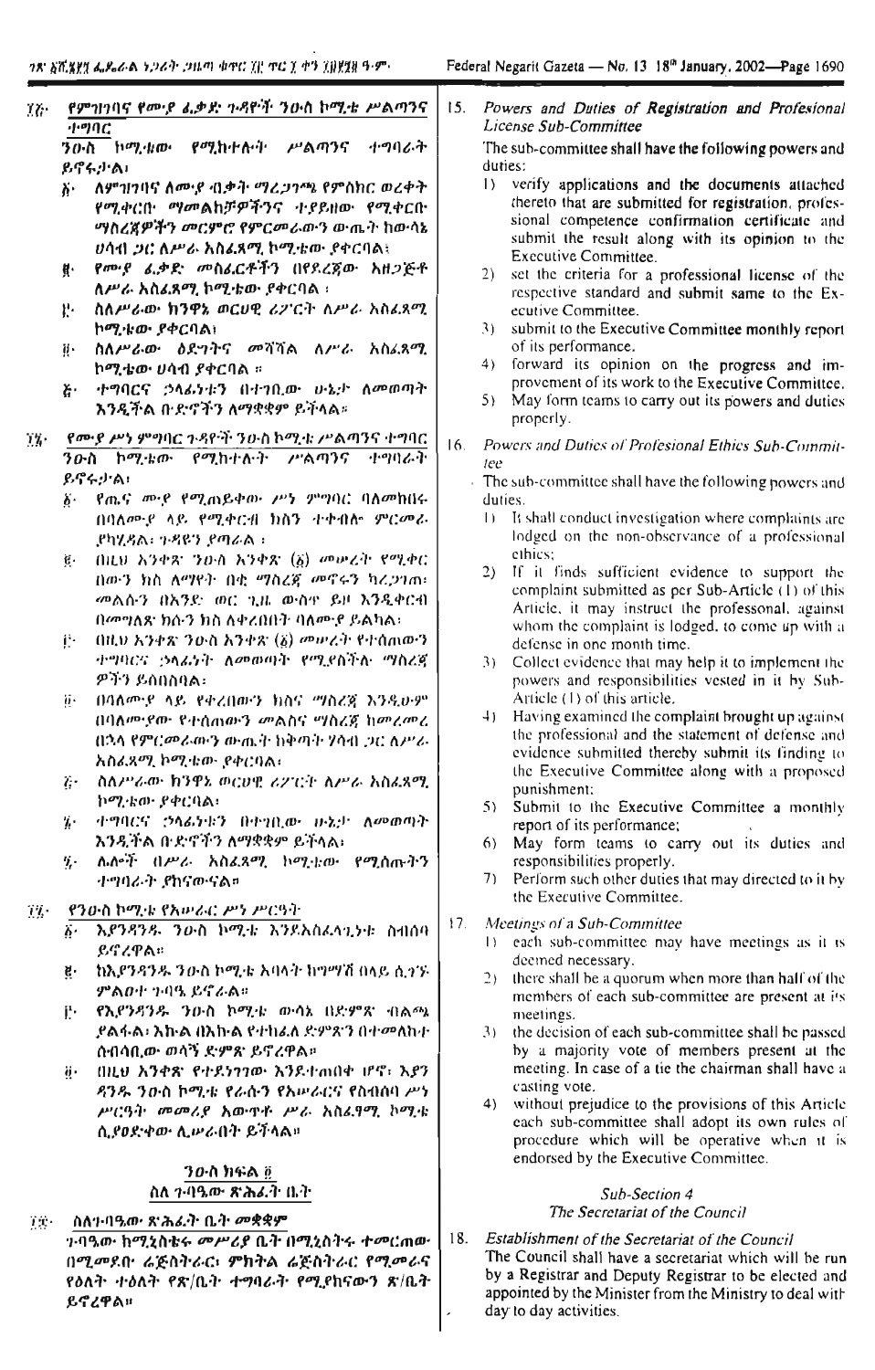፲፭· የምዝገባና የሙያ ፈቃድ ጉዳዮች ንዑስ ኮሚቴ ሥልጣንና ተግባር

ንዑስ ኮሚቴው የሚከተሉት ሥልጣንና ተግባራት ይኖሩታል፤

፩· ለምዝገባና ለሙያ ብቃት ማረጋገጫ የምስክር ወረቀት የሚቀርቡ ማመልከቻዎችንና ተያይዘው የሚቀርቡ ማስረጃዎችን መርምሮ የምርመራውን ውጤት ከውሳኔ ሀሳብ ጋር ለሥራ አስፈጻሚ ኮሚቴው ያቀርባል፤

፪· የሙያ ፈቃድ መስፈርቶችን በየደረጃው አዘጋጅቶ ለሥራ አስፈጻሚ ኮሚቴው ያቀርባል ፤

፫· ስለሥራው ከንዋኔ ወርሀዊ ሪፖርት ለሥራ አስፈጻሚ ኮሚቴው ያቀርባል፤

፬· ስለሥራው ዕድገትና መሻሻል ለሥራ አስፈጻሚ ኮሚቴው ሀሳብ ያቀርባል ።

፭· ተግባርና ኃላፊነቱን በተገቢው ሁኔታ ለመወጣት እንዲችል ቡድኖችን ለማቋቋም ይችላል።

፲፮· የሙያ ሥነ ምግባር ጉዳዮች ንዑስ ኮሚቴ ሥልጣንና ተግባር

ንዑስ ኮሚቴው የሚከተሉት ሥልጣንና ተግባራት ይኖሩታል፤

፩· የጤና ሙያ የሚጠይቀው ሥነ ምግባር ባለመከበሩ በባለሙያ ላይ የሚቀርብ ክስን ተቀብሎ ምርመራ ያካሂዳል፤ ጉዳዩን ያጣራል ፤

፪· በዚህ አንቀጽ ንዑስ አንቀጽ (፩) መሠረት የሚቀርብ በውን ክስ ለማየት በቂ ማስረጃ መኖሩን ካረጋገጠ፣ መልሱን በአንድ ወር ጊዜ ውስጥ ይዞ እንዲቀርብ በመግለጽ ክሱን ክስ ለቀረበበት ባለሙያ ይልካል፤

፫· በዚህ አንቀጽ ንዑስ አንቀጽ (፩) መሠረት የተሰጠውን ተግባርና ኃላፊነት ለመወጣት የሚያስችሉ ማስረጃዎችን ይሰበስባል፤

፬· በባለሙያ ላይ የቀረበውን ክስና ማስረጃ እንዲሁም በባለሙያው የተሰጠውን መልስና ማስረጃ ከመረመረ በኋላ የምርመራውን ውጤት ከቅጣት ሃሳብ ጋር ለሥራ አስፈጻሚ ኮሚቴው ያቀርባል፤

፭· ስለሥራው ከንዋኔ ወርሀዊ ሪፖርት ለሥራ አስፈጻሚ ኮሚቴው ያቀርባል፤

፮· ተግባርና ኃላፊነቱን በተገቢው ሁኔታ ለመወጣት እንዲችል ቡድኖችን ለማቋቋም ይችላል፤

፯· ሌሎች በሥራ አስፈጻሚ ኮሚቴው የሚሰጡትን ተግባራት ያከናውናል።

፲፯· የንዑስ ኮሚቴ የአሠራር ሥነ ሥርዓት

፩· እያንዳንዱ ንዑስ ኮሚቴ እንደአስፈላጊነቱ ስብሰባ ይኖረዋል።

፪· ከእያንዳንዱ ንዑስ ኮሚቴ አባላት ከግማሽ በላይ ሲገኙ ምልዐተ ጉባዔ ይኖራል።

፫· የእያንዳንዱ ንዑስ ኮሚቴ ውሳኔ በድምጽ ብልጫ ያልፋል፤ እኩል በእኩል የተከፈለ ድምጽን በተመለከተ ሰብሳቢው ወሳኝ ድምጽ ይኖረዋል።

፬· በዚህ አንቀጽ የተደነገገው እንደተጠበቀ ሆኖ፣ እያንዳንዱ ንዑስ ኮሚቴ የራሱን የአሠራርና የስብሰባ ሥነ ሥርዓት መመሪያ አውጥቶ ሥራ አስፈጻሚ ኮሚቴ ሲያፀድቀው ሊሠራበት ይችላል።

### ንዑስ ክፍል ፬
### ስለ ጉባዔው ጽሕፈት ቤት

፲፰· ስለጉባዔው ጽሕፈት ቤት መቋቋም

ጉባዔው ከሚኒስቴሩ መሥሪያ ቤት በሚኒስትሩ ተመርጠው በሚመደቡ ሬጅስትራር፣ ምክትል ሬጅስትራር የሚመራና የዕለት ተዕለት የጽ/ቤት ተግባራት የሚያከናውን ጽ/ቤት ይኖረዋል።

15. *Powers and Duties of Registration and Profesional License Sub-Committee*

The sub-committee shall have the following powers and duties:

1) verify applications and the documents attached thereto that are submitted for registration, professional competence confirmation certificate and submit the result along with its opinion to the Executive Committee.
2) set the criteria for a professional license of the respective standard and submit same to the Executive Committee.
3) submit to the Executive Committee monthly report of its performance.
4) forward its opinion on the progress and improvement of its work to the Executive Committee.
5) May form teams to carry out its powers and duties properly.

16. *Powers and Duties of Profesional Ethics Sub-Committee*

The sub-committee shall have the following powers and duties.

1) It shall conduct investigation where complaints are lodged on the non-observance of a professional ethics;
2) If it finds sufficient evidence to support the complaint submitted as per Sub-Article (1) of this Article, it may instruct the professional, against whom the complaint is lodged, to come up with a defense in one month time.
3) Collect evidence that may help it to implement the powers and responsibilities vested in it by Sub-Article (1) of this article.
4) Having examined the complaint brought up against the professional and the statement of defense and evidence submitted thereby submit its finding to the Executive Committee along with a proposed punishment;
5) Submit to the Executive Committee a monthly report of its performance;
6) May form teams to carry out its duties and responsibilities properly.
7) Perform such other duties that may directed to it by the Executive Committee.

17. *Meetings of a Sub-Committee*

1) each sub-committee may have meetings as it is deemed necessary.
2) there shall be a quorum when more than half of the members of each sub-committee are present at its meetings.
3) the decision of each sub-committee shall be passed by a majority vote of members present at the meeting. In case of a tie the chairman shall have a casting vote.
4) without prejudice to the provisions of this Article each sub-committee shall adopt its own rules of procedure which will be operative when it is endorsed by the Executive Committee.

### *Sub-Section 4*
### *The Secretariat of the Council*

18. *Establishment of the Secretariat of the Council*

The Council shall have a secretariat which will be run by a Registrar and Deputy Registrar to be elected and appointed by the Minister from the Ministry to deal with day to day activities.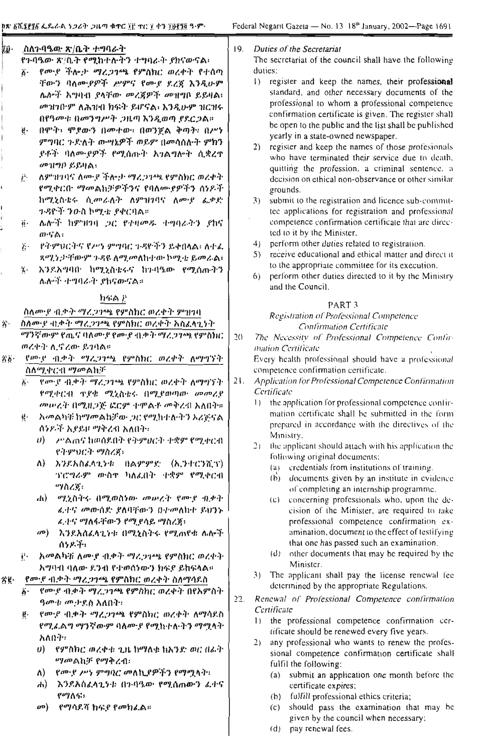## ፲፱· ስለጉባዔው ጽ/ቤት ተግባራት

የጉባዔው ጽ/ቤት የሚከተሉትን ተግባራት ያከናውናል፣

፩· የሙያ ችሎታ ማረጋገጫ የምስክር ወረቀት የተሰጣቸውን ባለሙያዎች ሥም፣ የሙያ ደረጃ እንዲሁም ሌሎች አግባብ ያላቸው መረጃዎች መዝግቦ ይይዛል፣ መዝገቡም ለሕዝብ ክፍት ይሆናል፣ እንዲሁም ዝርዝሩ በየዓመቱ በመንግሥት ጋዜጣ እንዲወጣ ያደርጋል።

፪· በሞት፣ ሞያውን በመተው፣ በወንጀል ቅጣት፣ በሥነ ምግባር ጉድለት ውሣኔዎች ወይም በመሰል ምክንያቶች ባለሙያዎች የሚሰጡት አገልግሎት ሲቋረጥ መዝግቦ ይይዛል፣

፫· ለምዝገባና ለሙያ ችሎታ ማረጋገጫ የምስክር ወረቀት የሚቀርቡ ማመልከቻዎችንና የባለሙያዎችን ሰነዶች ከሚኒስቴሩ ሲመራለት ለምዝገባና ለሙያ ፈቃድ ጉዳዮች ንዑስ ኮሚቴ ያቀርባል፣

፬· ሌሎች ከምዝገባ ጋር የተዛመዱ ተግባራትን ያከናውናል፣

፭· የትምህርትና የሥነ ምግባር ጉዳዮችን ይቀበላል፣ ለተፈጻሚነታቸውም ጉዳዩ ለሚመለከተው ኮሚቴ ይመራል፣

፮· እንደአግባቡ ከሚኒስቴሩና ከጉባዔው የሚሰጡትን ሌሎች ተግባራት ያከናውናል።

### ክፍል ፫

#### ስለሙያ ብቃት ማረጋገጫ የምስክር ወረቀት ምዝገባ

፳· ስለሙያ ብቃት ማረጋገጫ የምስክር ወረቀት አስፈላጊነት

ማንኛውም የጤና ባለሙያ የሙያ ብቃት ማረጋገጫ የምስክር ወረቀት ሊኖረው ይገባል።

፳፩· የሙያ ብቃት ማረጋገጫ የምስክር ወረቀት ለማግኘት ስለሚቀርብ ማመልከቻ

፩· የሙያ ብቃት ማረጋገጫ የምስክር ወረቀት ለማግኘት የሚቀርብ ጥያቄ ሚኒስቴሩ በሚያወጣው መመሪያ መሠረት በሚዘጋጅ ፎርም ተሞልቶ መቅረብ አለበት።

፪· አመልካቹ ከማመልከቻው ጋር የሚከተሉትን ኦሪጅናል ሰነዶች አያይዞ ማቅረብ አለበት፣

ሀ) ሥልጠና ከወሰደበት የትምህርት ተቋም የሚቀርብ የትምህርት ማስረጃ፣

ለ) እንደአስፈላጊነቱ በልምምድ (ኢንተርንሺፕ) ፕሮግራም ውስጥ ካለፈበት ተቋም የሚቀርብ ማስረጃ፣

ሐ) ሚኒስትሩ በሚወስነው መሠረት የሙያ ብቃት ፈተና መውሰድ ያለባቸውን በተመለከተ ይህንኑ ፈተና ማለፋቸውን የሚያሳይ ማስረጃ፣

መ) እንደአስፈላጊነቱ በሚኒስትሩ የሚጠየቁ ሌሎች ሰነዶች፣

፫· አመልካቹ ለሙያ ብቃት ማረጋገጫ የምስክር ወረቀት አግባብ ባለው ደንብ የተወሰነውን ክፍያ ይከፍላል።

፳፪· የሙያ ብቃት ማረጋገጫ የምስክር ወረቀት ስለማሳደስ

፩· የሙያ ብቃት ማረጋገጫ የምስክር ወረቀት በየአምስት ዓመቱ መታደስ አለበት፣

፪· የሙያ ብቃት ማረጋገጫ የምስክር ወረቀት ለማሳደስ የሚፈልግ ማንኛውም ባለሙያ የሚከተሉትን ማሟላት አለበት፣

ሀ) የምስክር ወረቀቱ ጊዜ ከማለቁ ከአንድ ወር በፊት ማመልከቻ የማቅረብ፣

ለ) የሙያ ሥነ ምግባር መለኪያዎችን የማሟላት፣

ሐ) እንደአስፈላጊነቱ በጉባዔው የሚሰጠውን ፈተና የማለፍ፣

መ) የማሳደሻ ክፍያ የመክፈል።

---

19. *Duties of the Secretariat*

The secretariat of the council shall have the following duties:

1) register and keep the names, their **professional** standard, and other necessary documents of the professional to whom a professional competence confirmation certificate is given. The register shall be open to the public and the list shall be published yearly in a state-owned newspaper.

2) register and keep the names of those profesionals who have terminated their service due to death, quitting the profession, a criminal sentence, a decision on ethical non-observance or other similar grounds.

3) submit to the registration and licence sub-committee applications for registration and professional competence confirmation certificate that are directed to it by the Minister.

4) perform other duties related to registration.

5) receive educational and ethical matter and direct it to the appropriate committee for its execution.

6) perform other duties directed to it by the Ministry and the Council.

### PART 3

#### *Registration of Professional Competence Confirmation Certificate*

20. *The Necessity of Professional Competence Confirmation Certificate*

Every health professional should have a professional competence confirmation certificate.

21. *Application for Professional Competence Confirmation Certificate*

1) the application for professional competence confirmation certificate shall be submitted in the form prepared in accordance with the directives of the Ministry.

2) the applicant should attach with his application the following original documents:

(a) credentials from institutions of training.

(b) documents given by an institute in evidence of completing an internship programme.

(c) concerning professionals who, upon the decision of the Minister, are required to take professional competence confirmation examination, document to the effect of testifying that one has passed such an examination.

(d) other documents that may be required by the Minister.

3) The applicant shall pay the license renewal fee determined by the appropriate Regulations.

22. *Renewal of Professional Competence confirmation Certificate*

1) the professional competence confirmation certificate should be renewed every five years.

2) any professional who wants to renew the professional competence confirmation certificate shall fulfil the following:

(a) submit an application one month before the certificate expires;

(b) fulfill professional ethics criteria;

(c) should pass the examination that may be given by the council when necessary;

(d) pay renewal fees.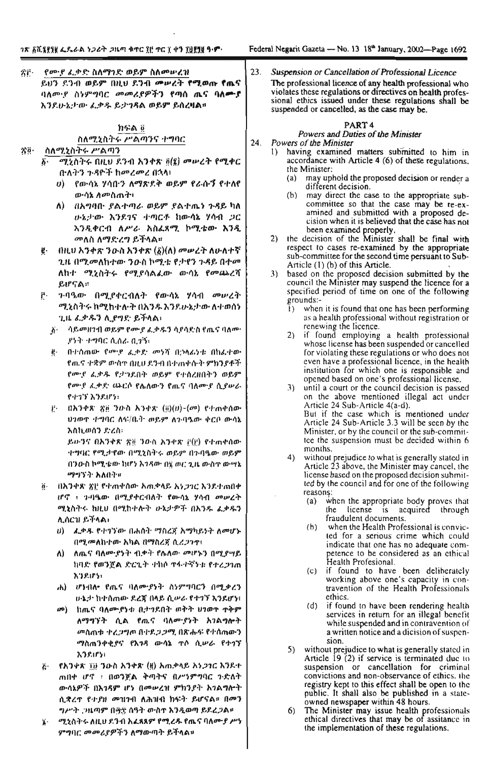፳፫· የሙያ ፈቃድ ስለማገድ ወይም ስለመሠረዝ

ይህን ደንብ ወይም በዚህ ደንብ መሠረት የሚወጡ የጤና ባለሙያ ስነምግባር መመሪያዎችን የጣሰ ጤና ባለሙያ እንደሁኔታው ፈቃዱ ይታገዳል ወይም ይሰረዛል።

## ክፍል ፬
### ስለሚኒስትሩ ሥልጣንና ተግባር

፳፬· ስለሚኒስትሩ ሥልጣን

፩· ሚኒስትሩ በዚህ ደንብ አንቀጽ ፬(፮) መሠረት የሚቀርቡለትን ጉዳዮች ከመረመረ በኋላ፣

ሀ) የውሳኔ ሃሳቡን ለማጽደቅ ወይም የራሱን የተለየ ውሳኔ ለመስጠት፣

ለ) በአግባቡ ያልተጣራ ወይም ያልተጤነ ጉዳይ ካለ ሁኔታው እንደገና ተጣርቶ ከውሳኔ ሃሳብ ጋር እንዲቀርብ ለሥራ አስፈጻሚ ኮሚቴው እንዲመለስ ለማድረግ ይችላል።

፪· በዚህ አንቀጽ ንዑስ አንቀጽ (፩)(ለ) መሠረት ለሁለተኛ ጊዜ በሚመለከተው ንዑስ ኮሚቴ የታየን ጉዳይ በተመለከተ ሚኒስትሩ የሚያሳልፈው ውሳኔ የመጨረሻ ይሆናል።

፫· ጉባዔው በሚያቀርብለት የውሳኔ ሃሳብ መሠረት ሚኒስትሩ ከሚከተሉት በአንዱ እንደሁኔታው ለተወሰነ ጊዜ ፈቃዱን ሊያግድ ይችላል፣

፩· ሳይመዘገብ ወይም የሙያ ፈቃዱን ሳያሳድስ የጤና ባለሙያነት ተግባር ሲሰራ ቢገኝ፣

፪· በተሰጠው የሙያ ፈቃድ መነሻ በኃላፊነቱ በከፈተው የጤና ተቋም ውስጥ በዚህ ደንብ በተጠቀሱት ምክንያቶች የሙያ ፈቃዱ የታገደበት ወይም የተሰረዘበትን ወይም የሙያ ፈቃድ ጨርሶ የሌለውን የጤና ባለሙያ ሲያሠራ የተገኘ እንደሆነ፣

፫· በአንቀጽ ፳፬ ንዑስ አንቀጽ (፬)(ሀ)-(መ) የተጠቀሰው ህገወጥ ተግባር ለፍ/ቤት ወይም ለጉባዔው ቀርቦ ውሳኔ እስኪሠጠው ድረስ፣

ይሁንና በአንቀጽ ፳፬ ንዑስ አንቀጽ ፫(፫) የተጠቀሰው ተግባር የሚታየው በሚኒስትሩ ወይም በጉባዔው ወይም በንዑስ ኮሚቴው ከሆነ እገዳው በ፮ ወር ጊዜ ውስጥ ውሳኔ ማግኘት አለበት።

፬· በአንቀጽ ፳፫ የተጠቀሰው አጠቃላይ አነጋገር እንደተጠበቀ ሆኖ ፣ ጉባዔው በሚያቀርብለት የውሳኔ ሃሳብ መሠረት ሚኒስትሩ ከዚህ በሚከተሉት ሁኔታዎች በአንዱ ፈቃዱን ሊሰርዝ ይችላል፣

ሀ) ፈቃዱ የተገኘው በሐሰት ማስረጃ አማካይነት ለመሆኑ በሚመለከተው አካል በማስረጃ ሲረጋገጥ፣

ለ) ለጤና ባለሙያነት ብቃት የሌለው መሆኑን በሚያሣይ ከባድ የወንጀል ድርጊት ተከሶ ጥፋተኛነቱ የተረጋገጠ እንደሆነ፣

ሐ) ሆነብሎ የጤና ባለሙያነት ስነምግባርን በሚቃረን ሁኔታ ከተሰጠው ደረጃ በላይ ሲሠራ የተገኘ እንደሆነ፣

መ) ከጤና ባለሙያነቱ በታገደበት ወቅት ህገወጥ ጥቅም ለማግኘት ሲል የጤና ባለሙያነት አገልግሎት መስጠቱ ተረጋግጦ በተደጋጋሚ በጽሑፍ የተሰጠውን ማስጠንቀቂያና የእገዳ ውሳኔ ጥሶ ሲሠራ የተገኘ እንደሆነ፣

፭· የአንቀጽ ፲፱ ንዑስ አንቀጽ (፪) አጠቃላይ አነጋገር እንደተጠበቀ ሆኖ ፣ በወንጀል ቅጣትና በሥነምግባር ጉድለት ውሳኔዎች በእገዳም ሆነ በመሠረዝ ምክንያት አገልግሎቱ ሲቋረጥ የተያዘ መዝገብ ለሕዝብ ክፍት ይሆናል። በመንግሥት ጋዜጣም በ፵፰ ሰዓት ውስጥ እንዲወጣ ይደረጋል።

፮· ሚኒስትሩ ለዚህ ደንብ አፈጻጸም የሚረዱ የጤና ባለሙያ ሥነ ምግባር መመሪያዎችን ለማውጣት ይችላል።

23. *Suspension or Cancellation of Professional Licence*

The professional licence of any health professional who violates these regulations or directives on health professional ethics issued under these regulations shall be suspended or cancelled, as the case may be.

## PART 4
### *Powers and Duties of the Minister*

24. *Powers of the Minister*

1) having examined matters submitted to him in accordance with Article 4 (6) of these regulations, the Minister:

   (a) may uphold the proposed decision or render a different decision.

   (b) may direct the case to the appropriate sub-committee so that the case may be re-examined and submitted with a proposed decision when it is believed that the case has not been examined properly.

2) the decision of the Minister shall be final with respect to cases re-examined by the appropriate sub-committee for the second time persuant to Sub-Article (1) (b) of this Article.

3) based on the proposed decision submitted by the council the Minister may suspend the licence for a specified period of time on one of the following grounds:-

   1) when it is found that one has been performing as a health professional without registration or renewing the licence.

   2) if found employing a health professional whose license has been suspended or cancelled for violating these regulations or who does not even have a professional licence, in the health institution for which one is responsible and opened based on one's professional license.

   3) until a court or the council decision is passed on the above mentioned illegal act under Article 24 Sub-Article 4(a-d).

   But if the case which is mentioned under Article 24 Sub-Article 3.3 will be seen by the Minister, or by the council or the sub-committee the suspension must be decided within 6 months.

4) without prejudice to what is generally stated in Article 23 above, the Minister may cancel, the license based on the proposed decision submitted by the council and for one of the following reasons:

   (a) when the appropriate body proves that the license is acquired through fraudulent documents.

   (b) when the Health Professional is convicted for a serious crime which could indicate that one has no adequate competence to be considered as an ethical Health Profesional.

   (c) if found to have been deliberately working above one's capacity in contravention of the Health Professionals ethics.

   (d) if found to have been rendering health services in return for an illegal benefit while suspended and in contravention of a written notice and a dicision of suspension.

5) without prejudice to what is generally stated in Article 19 (2) if service is terminated due to suspension or cancellation for criminal convictions and non-observance of ethics, the registry kept to this effect shall be open to the public. It shall also be published in a state-owned newspaper within 48 hours.

6) The Minister may issue health professionals ethical directives that may be of assitance in the implementation of these regulations.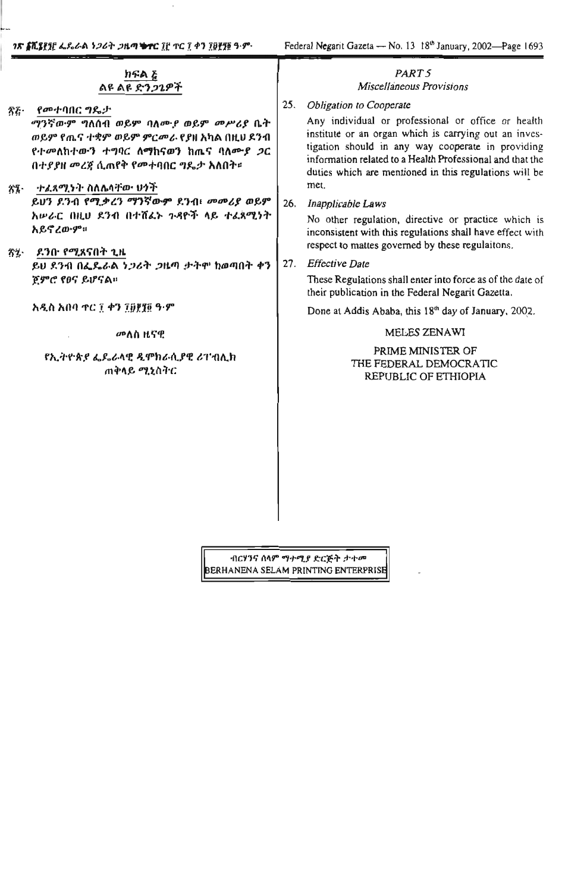## ክፍል ፭
### ልዩ ልዩ ድንጋጌዎች

**፳፭· የመተባበር ግዴታ**

ማንኛውም ግለሰብ ወይም ባለሙያ ወይም መሥሪያ ቤት ወይም የጤና ተቋም ወይም ምርመራ የያዘ አካል በዚህ ደንብ የተመለከተውን ተግባር ለማከናወን ከጤና ባለሙያ ጋር በተያያዘ መረጃ ሲጠየቅ የመተባበር ግዴታ አለበት።

**፳፮· ተፈጻሚነት ስለሌላቸው ህጎች**

ይህን ደንብ የሚቃረን ማንኛውም ደንብ፣ መመሪያ ወይም አሠራር በዚህ ደንብ በተሸፈኑ ጉዳዮች ላይ ተፈጻሚነት አይኖረውም።

**፳፯· ደንቡ የሚጸናበት ጊዜ**

ይህ ደንብ በፌዴራል ነጋሪት ጋዜጣ ታትሞ ከወጣበት ቀን ጀምሮ የፀና ይሆናል።

አዲስ አበባ ጥር ፲ ቀን ፲፱፻፺፬ ዓ·ም

መለስ ዜናዊ

የኢትዮጵያ ፌዴራላዊ ዲሞክራሲያዊ ሪፐብሊክ ጠቅላይ ሚኒስትር

## PART 5
### Miscellaneous Provisions

25. *Obligation to Cooperate*

Any individual or professional or office or health institute or an organ which is carrying out an investigation should in any way cooperate in providing information related to a Health Professional and that the duties which are mentioned in this regulations will be met.

26. *Inapplicable Laws*

No other regulation, directive or practice which is inconsistent with this regulations shall have effect with respect to mattes governed by these regulaitons.

27. *Effective Date*

These Regulations shall enter into force as of the date of their publication in the Federal Negarit Gazetta.

Done at Addis Ababa, this 18th day of January, 2002.

MELES ZENAWI

PRIME MINISTER OF THE FEDERAL DEMOCRATIC REPUBLIC OF ETHIOPIA

ብርሃንና ሰላም ማተሚያ ድርጅት ታተመ
BERHANENA SELAM PRINTING ENTERPRISE